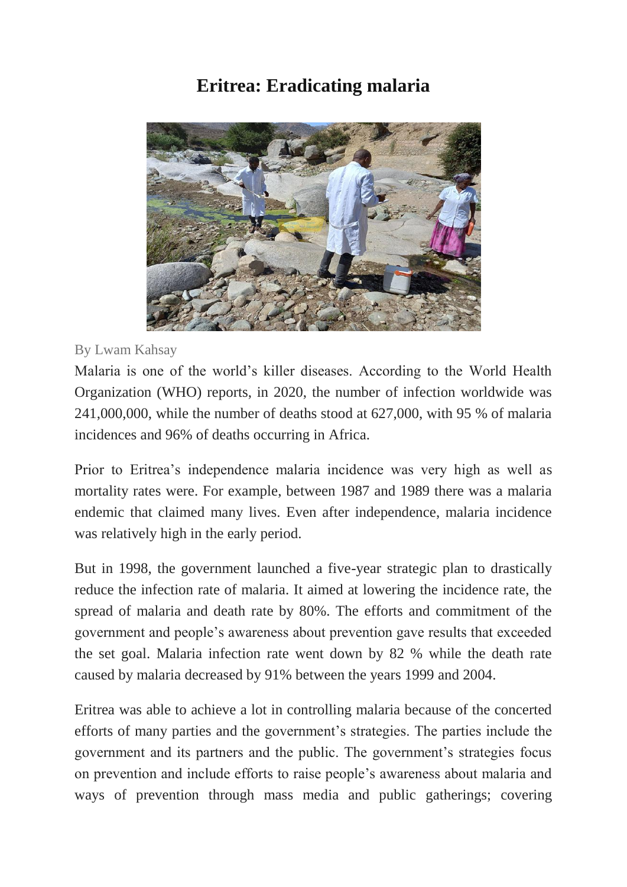# Eritrea: Eradicating malaria

By Lwam Kahsay

Malaria is one of the world's killer diseases. According to the World Health Organization (WHO) reports, in 2020, the number of infection worldwide was 241,000,000, while the number of deaths stood at 627,000, with 95 % of malaria incidences and 96% of deaths occurring in Africa.

Prior to Eritrea's independence malaria incidence was very high as well as mortality rates were. For example, between 1987 and 1989 there was a malaria endemic that claimed many lives. Even after independence, malaria incidence was relatively high in the early period.

But in 1998, the government launched a five-year strategic plan to drastically reduce the infection rate of malaria. It aimed at lowering the incidence rate, the spread of malaria and death rate by 80%. The efforts and commitment of the government and people's awareness about prevention gave results that exceeded the set goal. Malaria infection rate went down by 82 % while the death rate caused by malaria decreased by 91% between the years 1999 and 2004.

Eritrea was able to achieve a lot in controlling malaria because of the concerted efforts of many parties and the government's strategies. The parties include the government and its partners and the public. The government's strategies focus on prevention and include efforts to raise people's awareness about malaria and ways of prevention through mass media and public gatherings; covering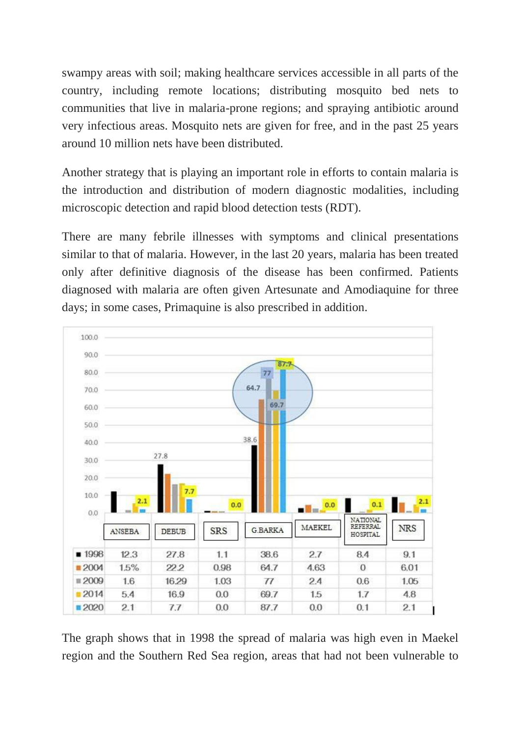swampy areas with soil; making healthcare services accessible in all parts of the country, including remote locations; distributing mosquito bed nets to communities that live in malaria-prone regions; and spraying antibiotic around very infectious areas. Mosquito nets are given for free, and in the past 25 years around 10 million nets have been distributed.

Another strategy that is playing an important role in efforts to contain malaria is the introduction and distribution of modern diagnostic modalities, including microscopic detection and rapid blood detection tests (RDT).

There are many febrile illnesses with symptoms and clinical presentations similar to that of malaria. However, in the last 20 years, malaria has been treated only after definitive diagnosis of the disease has been confirmed. Patients diagnosed with malaria are often given Artesunate and Amodiaquine for three days; in some cases, Primaquine is also prescribed in addition.

| | ANSEBA | DEBUB | SRS | G.BARKA | MAEKEL | NATIONAL REFERRAL HOSPITAL | NRS |
|---|---|---|---|---|---|---|---|
| 1998 | 12.3 | 27.8 | 1.1 | 38.6 | 2.7 | 8.4 | 9.1 |
| 2004 | 1.5% | 22.2 | 0.98 | 64.7 | 4.63 | 0 | 6.01 |
| 2009 | 1.6 | 16.29 | 1.03 | 77 | 2.4 | 0.6 | 1.05 |
| 2014 | 5.4 | 16.9 | 0.0 | 69.7 | 1.5 | 1.7 | 4.8 |
| 2020 | 2.1 | 7.7 | 0.0 | 87.7 | 0.0 | 0.1 | 2.1 |

The graph shows that in 1998 the spread of malaria was high even in Maekel region and the Southern Red Sea region, areas that had not been vulnerable to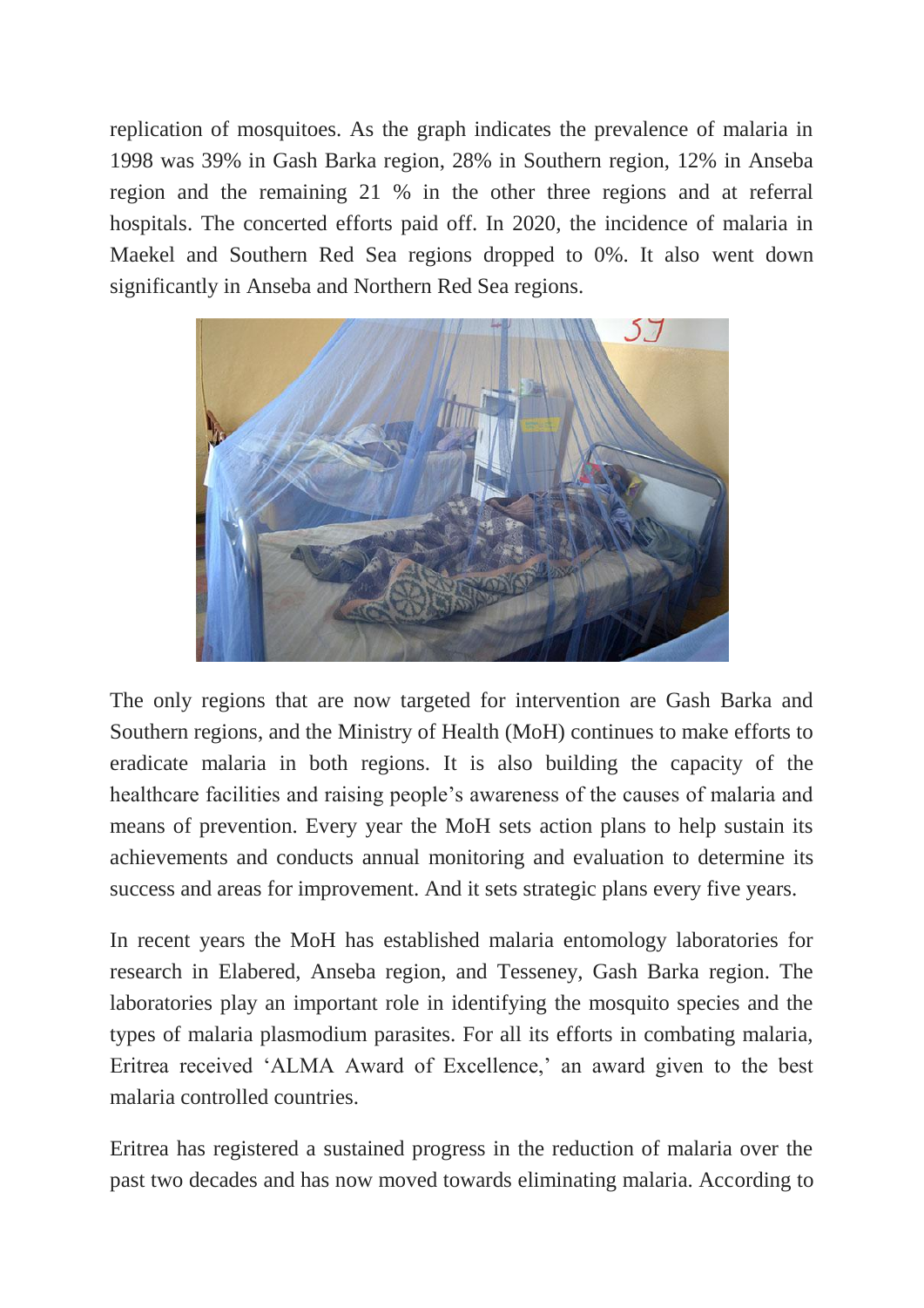replication of mosquitoes. As the graph indicates the prevalence of malaria in 1998 was 39% in Gash Barka region, 28% in Southern region, 12% in Anseba region and the remaining 21 % in the other three regions and at referral hospitals. The concerted efforts paid off. In 2020, the incidence of malaria in Maekel and Southern Red Sea regions dropped to 0%. It also went down significantly in Anseba and Northern Red Sea regions.

The only regions that are now targeted for intervention are Gash Barka and Southern regions, and the Ministry of Health (MoH) continues to make efforts to eradicate malaria in both regions. It is also building the capacity of the healthcare facilities and raising people's awareness of the causes of malaria and means of prevention. Every year the MoH sets action plans to help sustain its achievements and conducts annual monitoring and evaluation to determine its success and areas for improvement. And it sets strategic plans every five years.

In recent years the MoH has established malaria entomology laboratories for research in Elabered, Anseba region, and Tesseney, Gash Barka region. The laboratories play an important role in identifying the mosquito species and the types of malaria plasmodium parasites. For all its efforts in combating malaria, Eritrea received 'ALMA Award of Excellence,' an award given to the best malaria controlled countries.

Eritrea has registered a sustained progress in the reduction of malaria over the past two decades and has now moved towards eliminating malaria. According to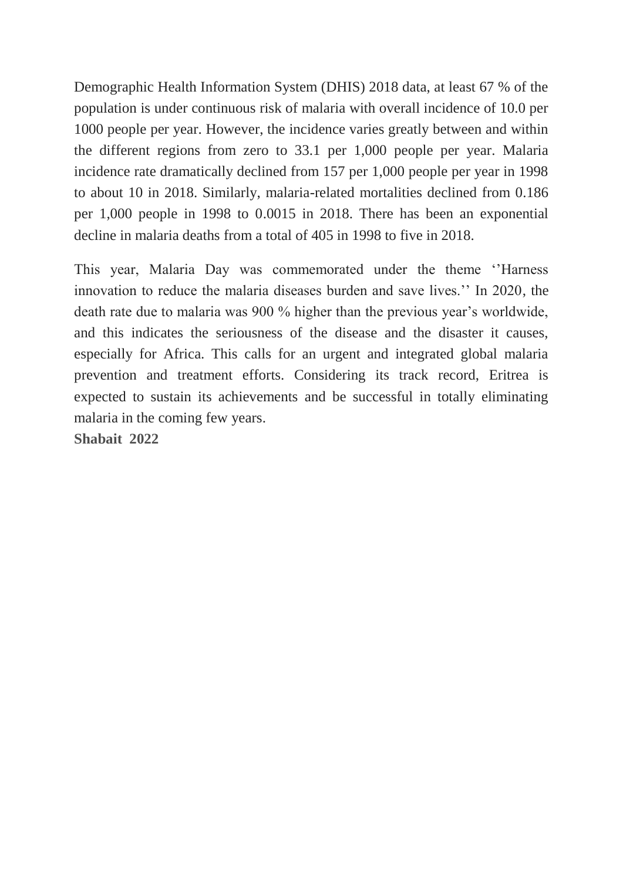Demographic Health Information System (DHIS) 2018 data, at least 67 % of the population is under continuous risk of malaria with overall incidence of 10.0 per 1000 people per year. However, the incidence varies greatly between and within the different regions from zero to 33.1 per 1,000 people per year. Malaria incidence rate dramatically declined from 157 per 1,000 people per year in 1998 to about 10 in 2018. Similarly, malaria-related mortalities declined from 0.186 per 1,000 people in 1998 to 0.0015 in 2018. There has been an exponential decline in malaria deaths from a total of 405 in 1998 to five in 2018.

This year, Malaria Day was commemorated under the theme ''Harness innovation to reduce the malaria diseases burden and save lives.'' In 2020, the death rate due to malaria was 900 % higher than the previous year's worldwide, and this indicates the seriousness of the disease and the disaster it causes, especially for Africa. This calls for an urgent and integrated global malaria prevention and treatment efforts. Considering its track record, Eritrea is expected to sustain its achievements and be successful in totally eliminating malaria in the coming few years.

**Shabait 2022**